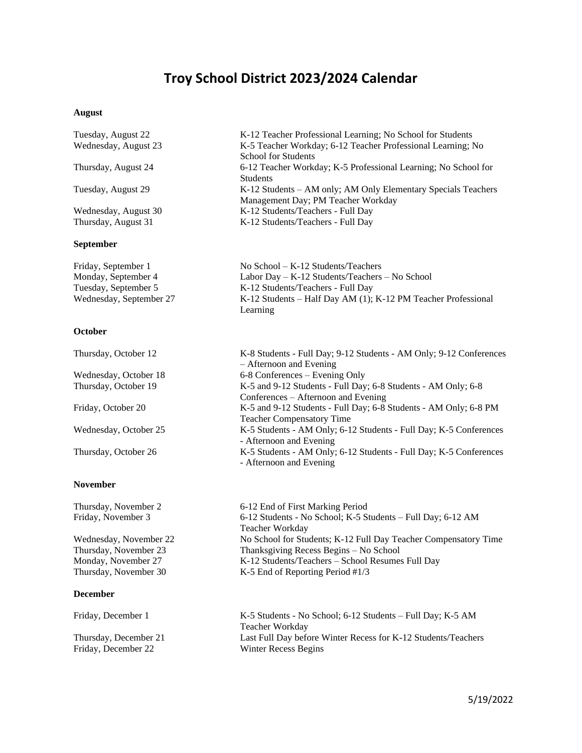# Troy School District 2023/2024 Calendar

**August**

| | |
|---|---|
| Tuesday, August 22 | K-12 Teacher Professional Learning; No School for Students |
| Wednesday, August 23 | K-5 Teacher Workday; 6-12 Teacher Professional Learning; No School for Students |
| Thursday, August 24 | 6-12 Teacher Workday; K-5 Professional Learning; No School for Students |
| Tuesday, August 29 | K-12 Students – AM only; AM Only Elementary Specials Teachers Management Day; PM Teacher Workday |
| Wednesday, August 30 | K-12 Students/Teachers - Full Day |
| Thursday, August 31 | K-12 Students/Teachers - Full Day |

**September**

| | |
|---|---|
| Friday, September 1 | No School – K-12 Students/Teachers |
| Monday, September 4 | Labor Day – K-12 Students/Teachers – No School |
| Tuesday, September 5 | K-12 Students/Teachers - Full Day |
| Wednesday, September 27 | K-12 Students – Half Day AM (1); K-12 PM Teacher Professional Learning |

**October**

| | |
|---|---|
| Thursday, October 12 | K-8 Students - Full Day; 9-12 Students - AM Only; 9-12 Conferences – Afternoon and Evening |
| Wednesday, October 18 | 6-8 Conferences – Evening Only |
| Thursday, October 19 | K-5 and 9-12 Students - Full Day; 6-8 Students - AM Only; 6-8 Conferences – Afternoon and Evening |
| Friday, October 20 | K-5 and 9-12 Students - Full Day; 6-8 Students - AM Only; 6-8 PM Teacher Compensatory Time |
| Wednesday, October 25 | K-5 Students - AM Only; 6-12 Students - Full Day; K-5 Conferences - Afternoon and Evening |
| Thursday, October 26 | K-5 Students - AM Only; 6-12 Students - Full Day; K-5 Conferences - Afternoon and Evening |

**November**

| | |
|---|---|
| Thursday, November 2 | 6-12 End of First Marking Period |
| Friday, November 3 | 6-12 Students - No School; K-5 Students – Full Day; 6-12 AM Teacher Workday |
| Wednesday, November 22 | No School for Students; K-12 Full Day Teacher Compensatory Time |
| Thursday, November 23 | Thanksgiving Recess Begins – No School |
| Monday, November 27 | K-12 Students/Teachers – School Resumes Full Day |
| Thursday, November 30 | K-5 End of Reporting Period #1/3 |

**December**

| | |
|---|---|
| Friday, December 1 | K-5 Students - No School; 6-12 Students – Full Day; K-5 AM Teacher Workday |
| Thursday, December 21 | Last Full Day before Winter Recess for K-12 Students/Teachers |
| Friday, December 22 | Winter Recess Begins |

5/19/2022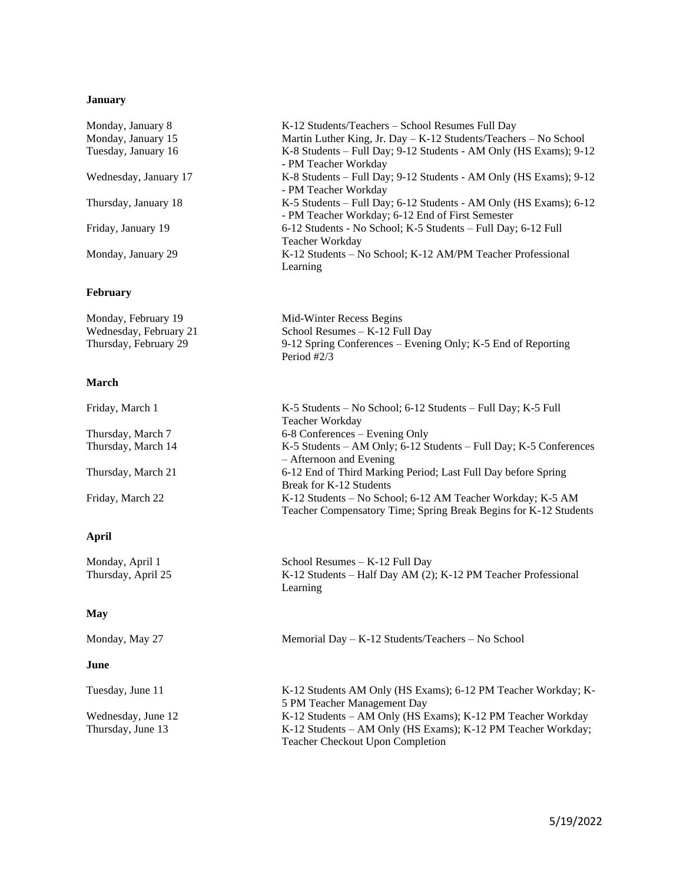**January**

| | |
|---|---|
| Monday, January 8 | K-12 Students/Teachers – School Resumes Full Day |
| Monday, January 15 | Martin Luther King, Jr. Day – K-12 Students/Teachers – No School |
| Tuesday, January 16 | K-8 Students – Full Day; 9-12 Students - AM Only (HS Exams); 9-12 - PM Teacher Workday |
| Wednesday, January 17 | K-8 Students – Full Day; 9-12 Students - AM Only (HS Exams); 9-12 - PM Teacher Workday |
| Thursday, January 18 | K-5 Students – Full Day; 6-12 Students - AM Only (HS Exams); 6-12 - PM Teacher Workday; 6-12 End of First Semester |
| Friday, January 19 | 6-12 Students - No School; K-5 Students – Full Day; 6-12 Full Teacher Workday |
| Monday, January 29 | K-12 Students – No School; K-12 AM/PM Teacher Professional Learning |

**February**

| | |
|---|---|
| Monday, February 19 | Mid-Winter Recess Begins |
| Wednesday, February 21 | School Resumes – K-12 Full Day |
| Thursday, February 29 | 9-12 Spring Conferences – Evening Only; K-5 End of Reporting Period #2/3 |

**March**

| | |
|---|---|
| Friday, March 1 | K-5 Students – No School; 6-12 Students – Full Day; K-5 Full Teacher Workday |
| Thursday, March 7 | 6-8 Conferences – Evening Only |
| Thursday, March 14 | K-5 Students – AM Only; 6-12 Students – Full Day; K-5 Conferences – Afternoon and Evening |
| Thursday, March 21 | 6-12 End of Third Marking Period; Last Full Day before Spring Break for K-12 Students |
| Friday, March 22 | K-12 Students – No School; 6-12 AM Teacher Workday; K-5 AM Teacher Compensatory Time; Spring Break Begins for K-12 Students |

**April**

| | |
|---|---|
| Monday, April 1 | School Resumes – K-12 Full Day |
| Thursday, April 25 | K-12 Students – Half Day AM (2); K-12 PM Teacher Professional Learning |

**May**

| | |
|---|---|
| Monday, May 27 | Memorial Day – K-12 Students/Teachers – No School |

**June**

| | |
|---|---|
| Tuesday, June 11 | K-12 Students AM Only (HS Exams); 6-12 PM Teacher Workday; K-5 PM Teacher Management Day |
| Wednesday, June 12 | K-12 Students – AM Only (HS Exams); K-12 PM Teacher Workday |
| Thursday, June 13 | K-12 Students – AM Only (HS Exams); K-12 PM Teacher Workday; Teacher Checkout Upon Completion |

5/19/2022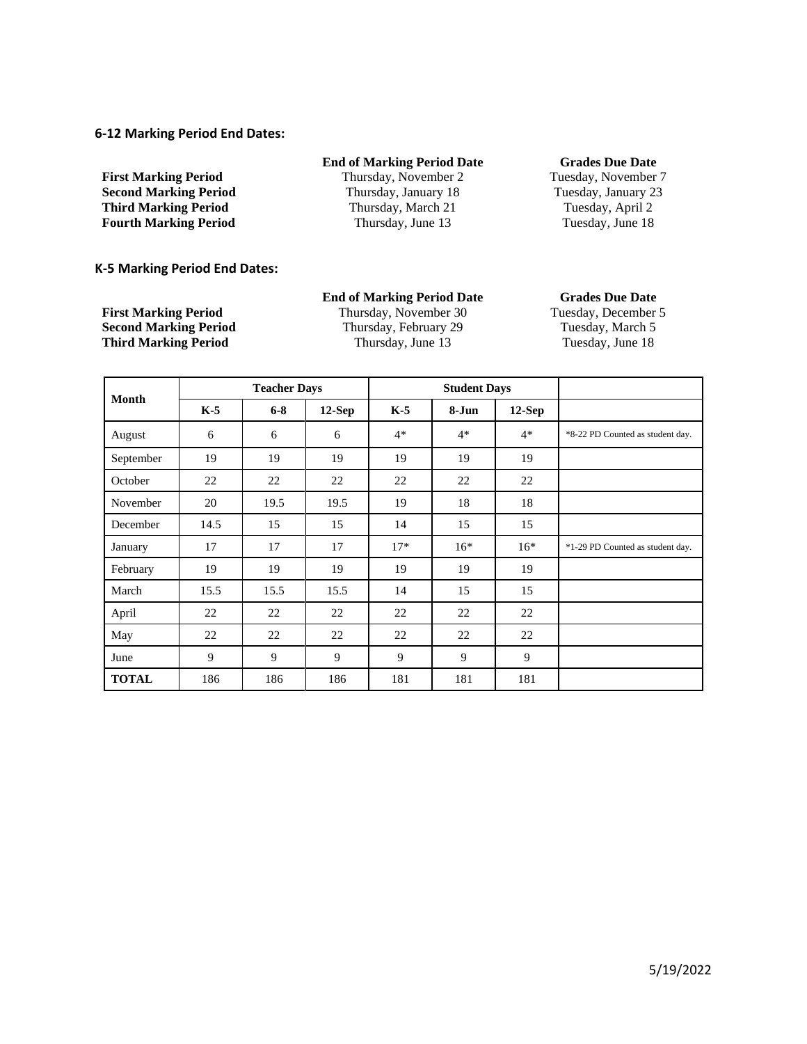### 6-12 Marking Period End Dates:

| | End of Marking Period Date | Grades Due Date |
|---|---|---|
| **First Marking Period** | Thursday, November 2 | Tuesday, November 7 |
| **Second Marking Period** | Thursday, January 18 | Tuesday, January 23 |
| **Third Marking Period** | Thursday, March 21 | Tuesday, April 2 |
| **Fourth Marking Period** | Thursday, June 13 | Tuesday, June 18 |

### K-5 Marking Period End Dates:

| | End of Marking Period Date | Grades Due Date |
|---|---|---|
| **First Marking Period** | Thursday, November 30 | Tuesday, December 5 |
| **Second Marking Period** | Thursday, February 29 | Tuesday, March 5 |
| **Third Marking Period** | Thursday, June 13 | Tuesday, June 18 |

| Month | Teacher Days | | | Student Days | | | |
|---|---|---|---|---|---|---|---|
| | K-5 | 6-8 | 12-Sep | K-5 | 8-Jun | 12-Sep | |
| August | 6 | 6 | 6 | 4* | 4* | 4* | *8-22 PD Counted as student day. |
| September | 19 | 19 | 19 | 19 | 19 | 19 | |
| October | 22 | 22 | 22 | 22 | 22 | 22 | |
| November | 20 | 19.5 | 19.5 | 19 | 18 | 18 | |
| December | 14.5 | 15 | 15 | 14 | 15 | 15 | |
| January | 17 | 17 | 17 | 17* | 16* | 16* | *1-29 PD Counted as student day. |
| February | 19 | 19 | 19 | 19 | 19 | 19 | |
| March | 15.5 | 15.5 | 15.5 | 14 | 15 | 15 | |
| April | 22 | 22 | 22 | 22 | 22 | 22 | |
| May | 22 | 22 | 22 | 22 | 22 | 22 | |
| June | 9 | 9 | 9 | 9 | 9 | 9 | |
| **TOTAL** | 186 | 186 | 186 | 181 | 181 | 181 | |

5/19/2022